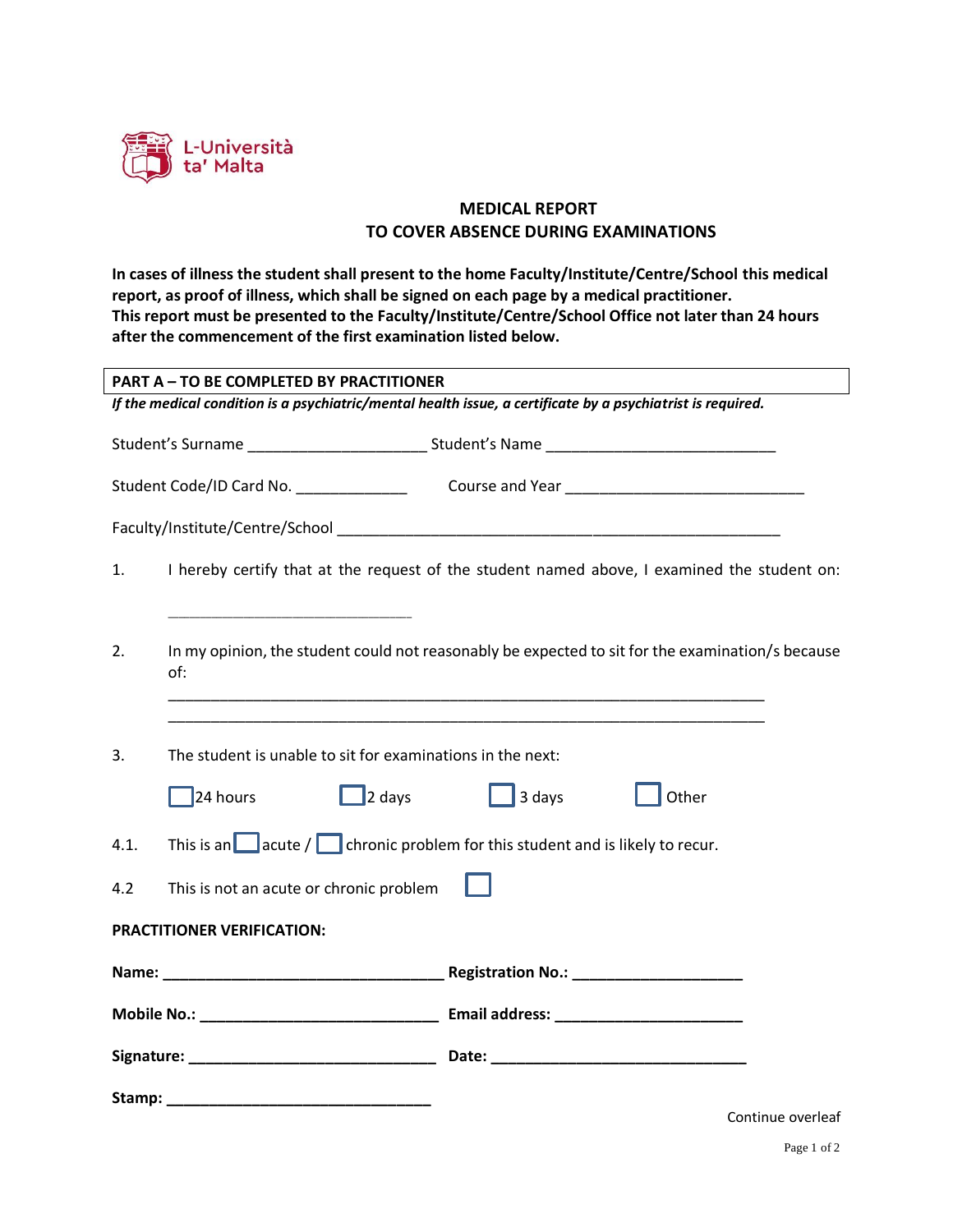L-Università ta' Malta

## MEDICAL REPORT
## TO COVER ABSENCE DURING EXAMINATIONS

**In cases of illness the student shall present to the home Faculty/Institute/Centre/School this medical report, as proof of illness, which shall be signed on each page by a medical practitioner.**
**This report must be presented to the Faculty/Institute/Centre/School Office not later than 24 hours after the commencement of the first examination listed below.**

**PART A – TO BE COMPLETED BY PRACTITIONER**

***If the medical condition is a psychiatric/mental health issue, a certificate by a psychiatrist is required.***

Student's Surname _____________________ Student's Name ___________________________

Student Code/ID Card No. _____________ Course and Year ____________________________

Faculty/Institute/Centre/School ____________________________________________________

1. I hereby certify that at the request of the student named above, I examined the student on:

   ______________________________

2. In my opinion, the student could not reasonably be expected to sit for the examination/s because of:

   ______________________________________________________________________
   ______________________________________________________________________

3. The student is unable to sit for examinations in the next:

   ☐ 24 hours ☐ 2 days ☐ 3 days ☐ Other

4.1. This is an ☐ acute / ☐ chronic problem for this student and is likely to recur.

4.2 This is not an acute or chronic problem ☐

**PRACTITIONER VERIFICATION:**

**Name:** _________________________________ **Registration No.:** ____________________

**Mobile No.:** ____________________________ **Email address:** ______________________

**Signature:** _____________________________ **Date:** ______________________________

**Stamp:** _______________________________

Continue overleaf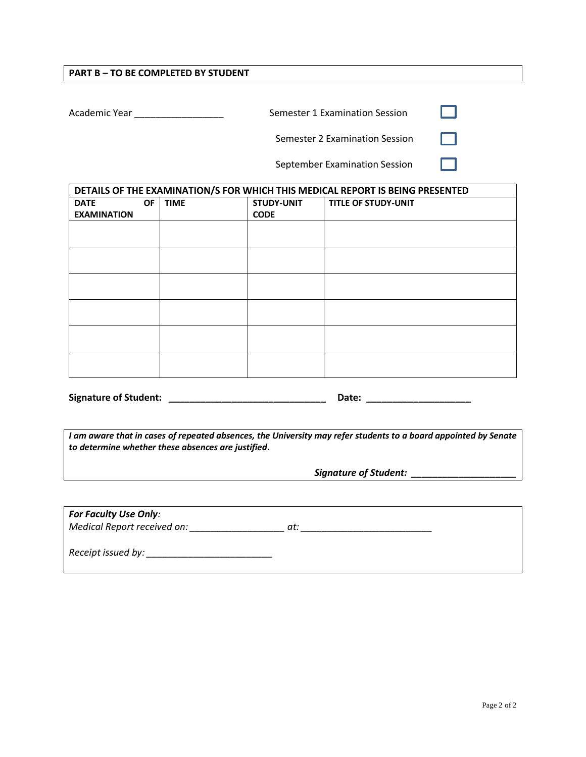**PART B – TO BE COMPLETED BY STUDENT**

Academic Year _________________

Semester 1 Examination Session ☐

Semester 2 Examination Session ☐

September Examination Session ☐

| **DETAILS OF THE EXAMINATION/S FOR WHICH THIS MEDICAL REPORT IS BEING PRESENTED** | | | |
|---|---|---|---|
| **DATE OF EXAMINATION** | **TIME** | **STUDY-UNIT CODE** | **TITLE OF STUDY-UNIT** |
| | | | |
| | | | |
| | | | |
| | | | |
| | | | |
| | | | |

**Signature of Student: ______________________________ Date: ____________________**

***I am aware that in cases of repeated absences, the University may refer students to a board appointed by Senate to determine whether these absences are justified.***

***Signature of Student: ____________________***

***For Faculty Use Only:***

*Medical Report received on: __________________ at: _________________________*

*Receipt issued by: ________________________*